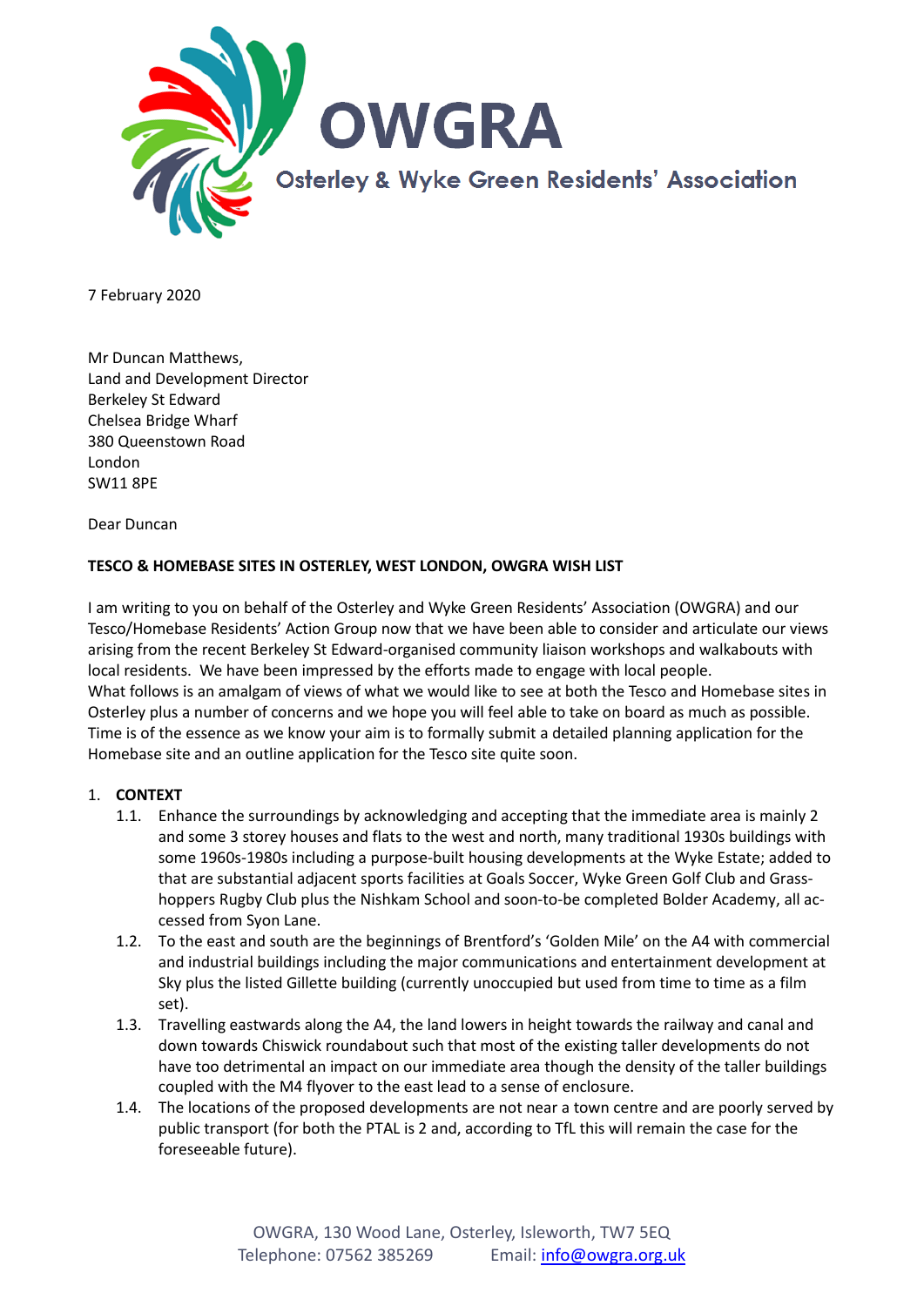# OWGRA

Osterley & Wyke Green Residents' Association

7 February 2020

Mr Duncan Matthews,
Land and Development Director
Berkeley St Edward
Chelsea Bridge Wharf
380 Queenstown Road
London
SW11 8PE

Dear Duncan

**TESCO & HOMEBASE SITES IN OSTERLEY, WEST LONDON, OWGRA WISH LIST**

I am writing to you on behalf of the Osterley and Wyke Green Residents' Association (OWGRA) and our Tesco/Homebase Residents' Action Group now that we have been able to consider and articulate our views arising from the recent Berkeley St Edward-organised community liaison workshops and walkabouts with local residents. We have been impressed by the efforts made to engage with local people.
What follows is an amalgam of views of what we would like to see at both the Tesco and Homebase sites in Osterley plus a number of concerns and we hope you will feel able to take on board as much as possible. Time is of the essence as we know your aim is to formally submit a detailed planning application for the Homebase site and an outline application for the Tesco site quite soon.

1. **CONTEXT**
   1.1. Enhance the surroundings by acknowledging and accepting that the immediate area is mainly 2 and some 3 storey houses and flats to the west and north, many traditional 1930s buildings with some 1960s-1980s including a purpose-built housing developments at the Wyke Estate; added to that are substantial adjacent sports facilities at Goals Soccer, Wyke Green Golf Club and Grass-hoppers Rugby Club plus the Nishkam School and soon-to-be completed Bolder Academy, all accessed from Syon Lane.
   1.2. To the east and south are the beginnings of Brentford's 'Golden Mile' on the A4 with commercial and industrial buildings including the major communications and entertainment development at Sky plus the listed Gillette building (currently unoccupied but used from time to time as a film set).
   1.3. Travelling eastwards along the A4, the land lowers in height towards the railway and canal and down towards Chiswick roundabout such that most of the existing taller developments do not have too detrimental an impact on our immediate area though the density of the taller buildings coupled with the M4 flyover to the east lead to a sense of enclosure.
   1.4. The locations of the proposed developments are not near a town centre and are poorly served by public transport (for both the PTAL is 2 and, according to TfL this will remain the case for the foreseeable future).

OWGRA, 130 Wood Lane, Osterley, Isleworth, TW7 5EQ
Telephone: 07562 385269 Email: info@owgra.org.uk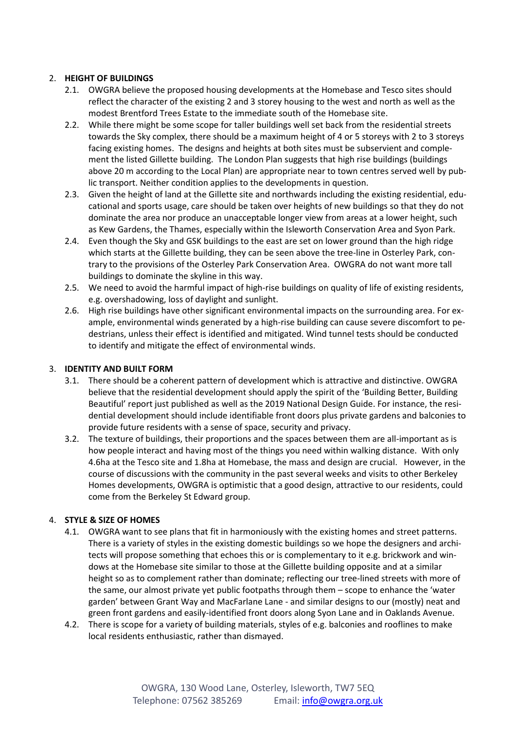2. **HEIGHT OF BUILDINGS**
   - 2.1. OWGRA believe the proposed housing developments at the Homebase and Tesco sites should reflect the character of the existing 2 and 3 storey housing to the west and north as well as the modest Brentford Trees Estate to the immediate south of the Homebase site.
   - 2.2. While there might be some scope for taller buildings well set back from the residential streets towards the Sky complex, there should be a maximum height of 4 or 5 storeys with 2 to 3 storeys facing existing homes. The designs and heights at both sites must be subservient and complement the listed Gillette building. The London Plan suggests that high rise buildings (buildings above 20 m according to the Local Plan) are appropriate near to town centres served well by public transport. Neither condition applies to the developments in question.
   - 2.3. Given the height of land at the Gillette site and northwards including the existing residential, educational and sports usage, care should be taken over heights of new buildings so that they do not dominate the area nor produce an unacceptable longer view from areas at a lower height, such as Kew Gardens, the Thames, especially within the Isleworth Conservation Area and Syon Park.
   - 2.4. Even though the Sky and GSK buildings to the east are set on lower ground than the high ridge which starts at the Gillette building, they can be seen above the tree-line in Osterley Park, contrary to the provisions of the Osterley Park Conservation Area. OWGRA do not want more tall buildings to dominate the skyline in this way.
   - 2.5. We need to avoid the harmful impact of high-rise buildings on quality of life of existing residents, e.g. overshadowing, loss of daylight and sunlight.
   - 2.6. High rise buildings have other significant environmental impacts on the surrounding area. For example, environmental winds generated by a high-rise building can cause severe discomfort to pedestrians, unless their effect is identified and mitigated. Wind tunnel tests should be conducted to identify and mitigate the effect of environmental winds.

3. **IDENTITY AND BUILT FORM**
   - 3.1. There should be a coherent pattern of development which is attractive and distinctive. OWGRA believe that the residential development should apply the spirit of the 'Building Better, Building Beautiful' report just published as well as the 2019 National Design Guide. For instance, the residential development should include identifiable front doors plus private gardens and balconies to provide future residents with a sense of space, security and privacy.
   - 3.2. The texture of buildings, their proportions and the spaces between them are all-important as is how people interact and having most of the things you need within walking distance. With only 4.6ha at the Tesco site and 1.8ha at Homebase, the mass and design are crucial. However, in the course of discussions with the community in the past several weeks and visits to other Berkeley Homes developments, OWGRA is optimistic that a good design, attractive to our residents, could come from the Berkeley St Edward group.

4. **STYLE & SIZE OF HOMES**
   - 4.1. OWGRA want to see plans that fit in harmoniously with the existing homes and street patterns. There is a variety of styles in the existing domestic buildings so we hope the designers and architects will propose something that echoes this or is complementary to it e.g. brickwork and windows at the Homebase site similar to those at the Gillette building opposite and at a similar height so as to complement rather than dominate; reflecting our tree-lined streets with more of the same, our almost private yet public footpaths through them – scope to enhance the 'water garden' between Grant Way and MacFarlane Lane - and similar designs to our (mostly) neat and green front gardens and easily-identified front doors along Syon Lane and in Oaklands Avenue.
   - 4.2. There is scope for a variety of building materials, styles of e.g. balconies and rooflines to make local residents enthusiastic, rather than dismayed.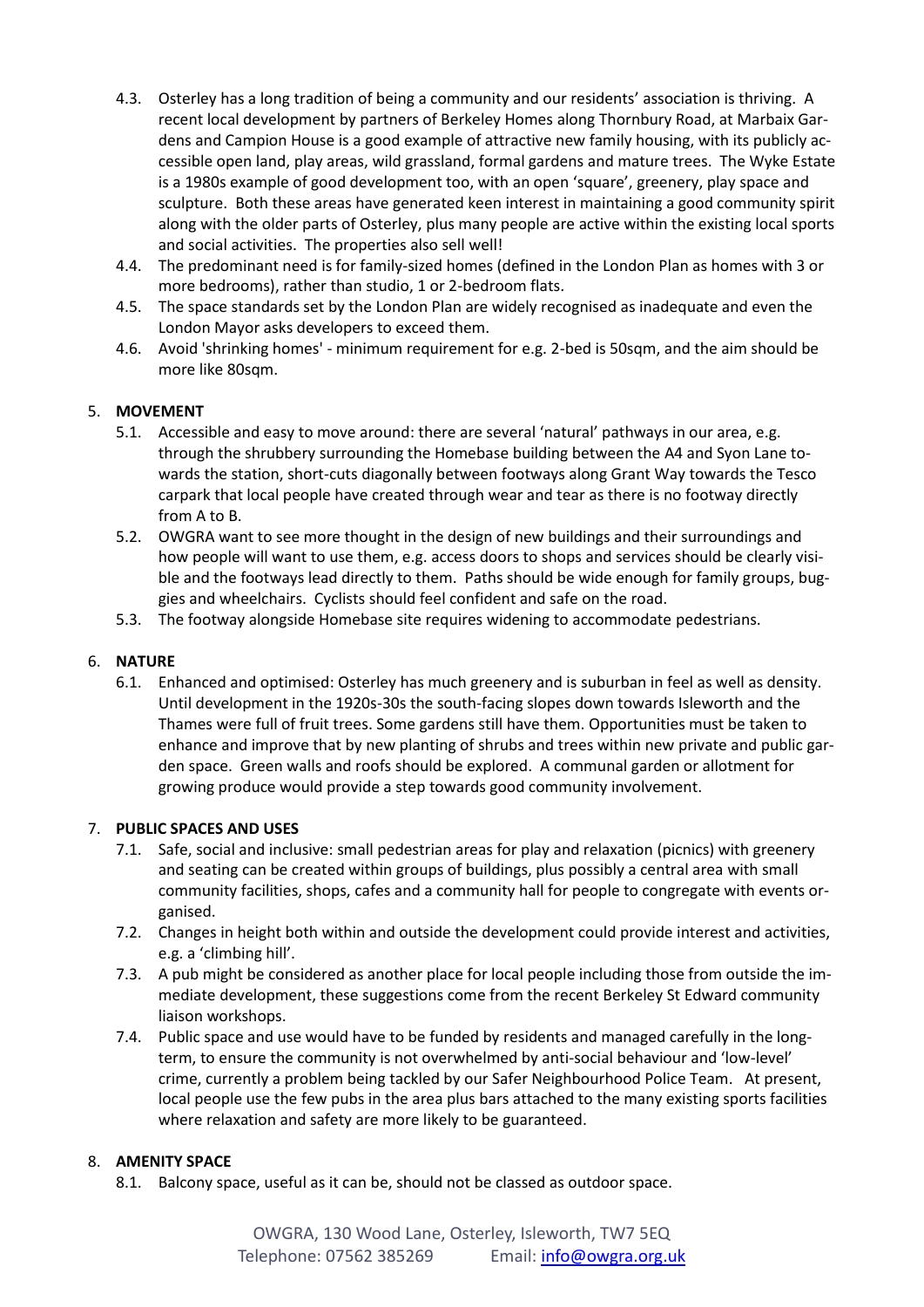4.3. Osterley has a long tradition of being a community and our residents' association is thriving. A recent local development by partners of Berkeley Homes along Thornbury Road, at Marbaix Gardens and Campion House is a good example of attractive new family housing, with its publicly accessible open land, play areas, wild grassland, formal gardens and mature trees. The Wyke Estate is a 1980s example of good development too, with an open 'square', greenery, play space and sculpture. Both these areas have generated keen interest in maintaining a good community spirit along with the older parts of Osterley, plus many people are active within the existing local sports and social activities. The properties also sell well!

4.4. The predominant need is for family-sized homes (defined in the London Plan as homes with 3 or more bedrooms), rather than studio, 1 or 2-bedroom flats.

4.5. The space standards set by the London Plan are widely recognised as inadequate and even the London Mayor asks developers to exceed them.

4.6. Avoid 'shrinking homes' - minimum requirement for e.g. 2-bed is 50sqm, and the aim should be more like 80sqm.

## 5. MOVEMENT

5.1. Accessible and easy to move around: there are several 'natural' pathways in our area, e.g. through the shrubbery surrounding the Homebase building between the A4 and Syon Lane towards the station, short-cuts diagonally between footways along Grant Way towards the Tesco carpark that local people have created through wear and tear as there is no footway directly from A to B.

5.2. OWGRA want to see more thought in the design of new buildings and their surroundings and how people will want to use them, e.g. access doors to shops and services should be clearly visible and the footways lead directly to them. Paths should be wide enough for family groups, buggies and wheelchairs. Cyclists should feel confident and safe on the road.

5.3. The footway alongside Homebase site requires widening to accommodate pedestrians.

## 6. NATURE

6.1. Enhanced and optimised: Osterley has much greenery and is suburban in feel as well as density. Until development in the 1920s-30s the south-facing slopes down towards Isleworth and the Thames were full of fruit trees. Some gardens still have them. Opportunities must be taken to enhance and improve that by new planting of shrubs and trees within new private and public garden space. Green walls and roofs should be explored. A communal garden or allotment for growing produce would provide a step towards good community involvement.

## 7. PUBLIC SPACES AND USES

7.1. Safe, social and inclusive: small pedestrian areas for play and relaxation (picnics) with greenery and seating can be created within groups of buildings, plus possibly a central area with small community facilities, shops, cafes and a community hall for people to congregate with events organised.

7.2. Changes in height both within and outside the development could provide interest and activities, e.g. a 'climbing hill'.

7.3. A pub might be considered as another place for local people including those from outside the immediate development, these suggestions come from the recent Berkeley St Edward community liaison workshops.

7.4. Public space and use would have to be funded by residents and managed carefully in the long-term, to ensure the community is not overwhelmed by anti-social behaviour and 'low-level' crime, currently a problem being tackled by our Safer Neighbourhood Police Team. At present, local people use the few pubs in the area plus bars attached to the many existing sports facilities where relaxation and safety are more likely to be guaranteed.

## 8. AMENITY SPACE

8.1. Balcony space, useful as it can be, should not be classed as outdoor space.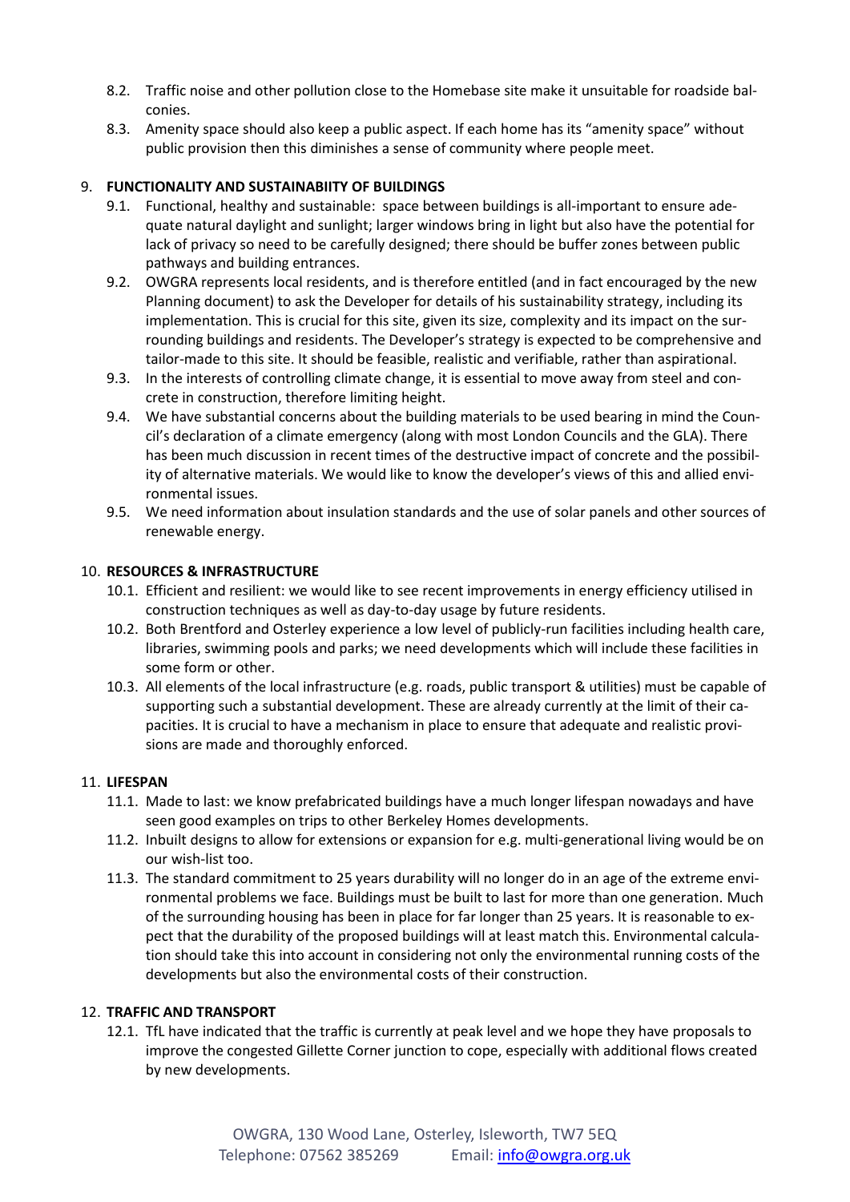8.2. Traffic noise and other pollution close to the Homebase site make it unsuitable for roadside balconies.

8.3. Amenity space should also keep a public aspect. If each home has its "amenity space" without public provision then this diminishes a sense of community where people meet.

9. **FUNCTIONALITY AND SUSTAINABIITY OF BUILDINGS**

9.1. Functional, healthy and sustainable: space between buildings is all-important to ensure adequate natural daylight and sunlight; larger windows bring in light but also have the potential for lack of privacy so need to be carefully designed; there should be buffer zones between public pathways and building entrances.

9.2. OWGRA represents local residents, and is therefore entitled (and in fact encouraged by the new Planning document) to ask the Developer for details of his sustainability strategy, including its implementation. This is crucial for this site, given its size, complexity and its impact on the surrounding buildings and residents. The Developer's strategy is expected to be comprehensive and tailor-made to this site. It should be feasible, realistic and verifiable, rather than aspirational.

9.3. In the interests of controlling climate change, it is essential to move away from steel and concrete in construction, therefore limiting height.

9.4. We have substantial concerns about the building materials to be used bearing in mind the Council's declaration of a climate emergency (along with most London Councils and the GLA). There has been much discussion in recent times of the destructive impact of concrete and the possibility of alternative materials. We would like to know the developer's views of this and allied environmental issues.

9.5. We need information about insulation standards and the use of solar panels and other sources of renewable energy.

10. **RESOURCES & INFRASTRUCTURE**

10.1. Efficient and resilient: we would like to see recent improvements in energy efficiency utilised in construction techniques as well as day-to-day usage by future residents.

10.2. Both Brentford and Osterley experience a low level of publicly-run facilities including health care, libraries, swimming pools and parks; we need developments which will include these facilities in some form or other.

10.3. All elements of the local infrastructure (e.g. roads, public transport & utilities) must be capable of supporting such a substantial development. These are already currently at the limit of their capacities. It is crucial to have a mechanism in place to ensure that adequate and realistic provisions are made and thoroughly enforced.

11. **LIFESPAN**

11.1. Made to last: we know prefabricated buildings have a much longer lifespan nowadays and have seen good examples on trips to other Berkeley Homes developments.

11.2. Inbuilt designs to allow for extensions or expansion for e.g. multi-generational living would be on our wish-list too.

11.3. The standard commitment to 25 years durability will no longer do in an age of the extreme environmental problems we face. Buildings must be built to last for more than one generation. Much of the surrounding housing has been in place for far longer than 25 years. It is reasonable to expect that the durability of the proposed buildings will at least match this. Environmental calculation should take this into account in considering not only the environmental running costs of the developments but also the environmental costs of their construction.

12. **TRAFFIC AND TRANSPORT**

12.1. TfL have indicated that the traffic is currently at peak level and we hope they have proposals to improve the congested Gillette Corner junction to cope, especially with additional flows created by new developments.

OWGRA, 130 Wood Lane, Osterley, Isleworth, TW7 5EQ
Telephone: 07562 385269 Email: info@owgra.org.uk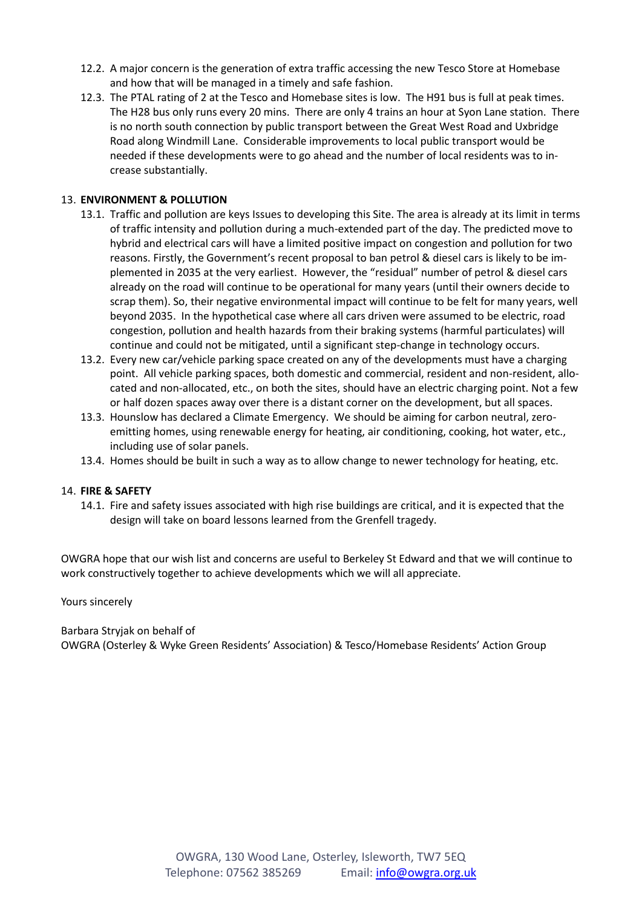12.2. A major concern is the generation of extra traffic accessing the new Tesco Store at Homebase and how that will be managed in a timely and safe fashion.

12.3. The PTAL rating of 2 at the Tesco and Homebase sites is low. The H91 bus is full at peak times. The H28 bus only runs every 20 mins. There are only 4 trains an hour at Syon Lane station. There is no north south connection by public transport between the Great West Road and Uxbridge Road along Windmill Lane. Considerable improvements to local public transport would be needed if these developments were to go ahead and the number of local residents was to increase substantially.

13. **ENVIRONMENT & POLLUTION**

13.1. Traffic and pollution are keys Issues to developing this Site. The area is already at its limit in terms of traffic intensity and pollution during a much-extended part of the day. The predicted move to hybrid and electrical cars will have a limited positive impact on congestion and pollution for two reasons. Firstly, the Government's recent proposal to ban petrol & diesel cars is likely to be implemented in 2035 at the very earliest. However, the "residual" number of petrol & diesel cars already on the road will continue to be operational for many years (until their owners decide to scrap them). So, their negative environmental impact will continue to be felt for many years, well beyond 2035. In the hypothetical case where all cars driven were assumed to be electric, road congestion, pollution and health hazards from their braking systems (harmful particulates) will continue and could not be mitigated, until a significant step-change in technology occurs.

13.2. Every new car/vehicle parking space created on any of the developments must have a charging point. All vehicle parking spaces, both domestic and commercial, resident and non-resident, allocated and non-allocated, etc., on both the sites, should have an electric charging point. Not a few or half dozen spaces away over there is a distant corner on the development, but all spaces.

13.3. Hounslow has declared a Climate Emergency. We should be aiming for carbon neutral, zero-emitting homes, using renewable energy for heating, air conditioning, cooking, hot water, etc., including use of solar panels.

13.4. Homes should be built in such a way as to allow change to newer technology for heating, etc.

14. **FIRE & SAFETY**

14.1. Fire and safety issues associated with high rise buildings are critical, and it is expected that the design will take on board lessons learned from the Grenfell tragedy.

OWGRA hope that our wish list and concerns are useful to Berkeley St Edward and that we will continue to work constructively together to achieve developments which we will all appreciate.

Yours sincerely

Barbara Stryjak on behalf of
OWGRA (Osterley & Wyke Green Residents' Association) & Tesco/Homebase Residents' Action Group

OWGRA, 130 Wood Lane, Osterley, Isleworth, TW7 5EQ
Telephone: 07562 385269 Email: info@owgra.org.uk